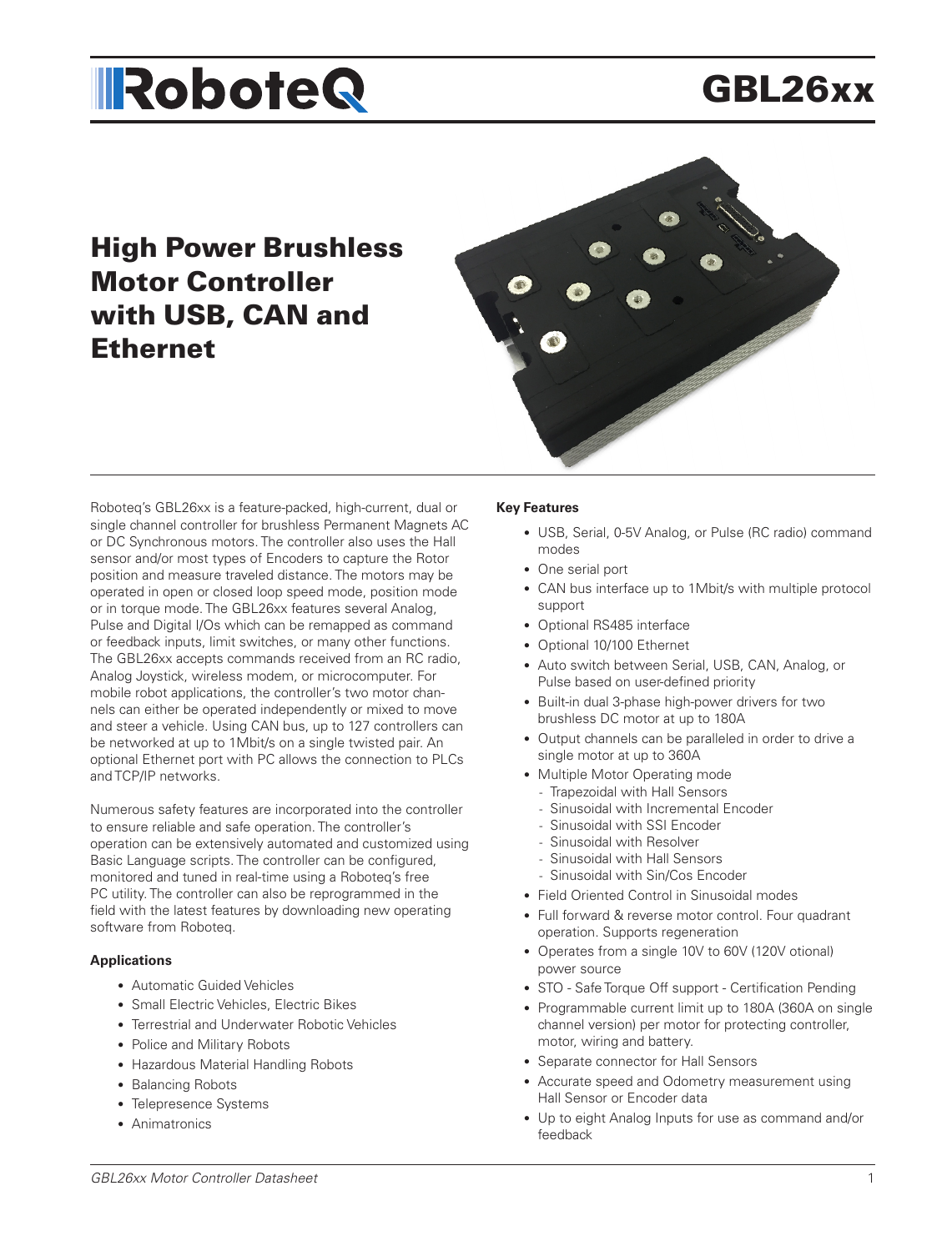# GBL26xx

## High Power Brushless Motor Controller with USB, CAN and Ethernet

Roboteq's GBL26xx is a feature-packed, high-current, dual or single channel controller for brushless Permanent Magnets AC or DC Synchronous motors. The controller also uses the Hall sensor and/or most types of Encoders to capture the Rotor position and measure traveled distance. The motors may be operated in open or closed loop speed mode, position mode or in torque mode. The GBL26xx features several Analog, Pulse and Digital I/Os which can be remapped as command or feedback inputs, limit switches, or many other functions. The GBL26xx accepts commands received from an RC radio, Analog Joystick, wireless modem, or microcomputer. For mobile robot applications, the controller's two motor channels can either be operated independently or mixed to move and steer a vehicle. Using CAN bus, up to 127 controllers can be networked at up to 1Mbit/s on a single twisted pair. An optional Ethernet port with PC allows the connection to PLCs and TCP/IP networks.

Numerous safety features are incorporated into the controller to ensure reliable and safe operation. The controller's operation can be extensively automated and customized using Basic Language scripts. The controller can be configured, monitored and tuned in real-time using a Roboteq's free PC utility. The controller can also be reprogrammed in the field with the latest features by downloading new operating software from Roboteq.

### Applications

- Automatic Guided Vehicles
- Small Electric Vehicles, Electric Bikes
- Terrestrial and Underwater Robotic Vehicles
- Police and Military Robots
- Hazardous Material Handling Robots
- Balancing Robots
- Telepresence Systems
- Animatronics

### Key Features

- USB, Serial, 0-5V Analog, or Pulse (RC radio) command modes
- One serial port
- CAN bus interface up to 1Mbit/s with multiple protocol support
- Optional RS485 interface
- Optional 10/100 Ethernet
- Auto switch between Serial, USB, CAN, Analog, or Pulse based on user-defined priority
- Built-in dual 3-phase high-power drivers for two brushless DC motor at up to 180A
- Output channels can be paralleled in order to drive a single motor at up to 360A
- Multiple Motor Operating mode
  - Trapezoidal with Hall Sensors
  - Sinusoidal with Incremental Encoder
  - Sinusoidal with SSI Encoder
  - Sinusoidal with Resolver
  - Sinusoidal with Hall Sensors
  - Sinusoidal with Sin/Cos Encoder
- Field Oriented Control in Sinusoidal modes
- Full forward & reverse motor control. Four quadrant operation. Supports regeneration
- Operates from a single 10V to 60V (120V otional) power source
- STO - Safe Torque Off support - Certification Pending
- Programmable current limit up to 180A (360A on single channel version) per motor for protecting controller, motor, wiring and battery.
- Separate connector for Hall Sensors
- Accurate speed and Odometry measurement using Hall Sensor or Encoder data
- Up to eight Analog Inputs for use as command and/or feedback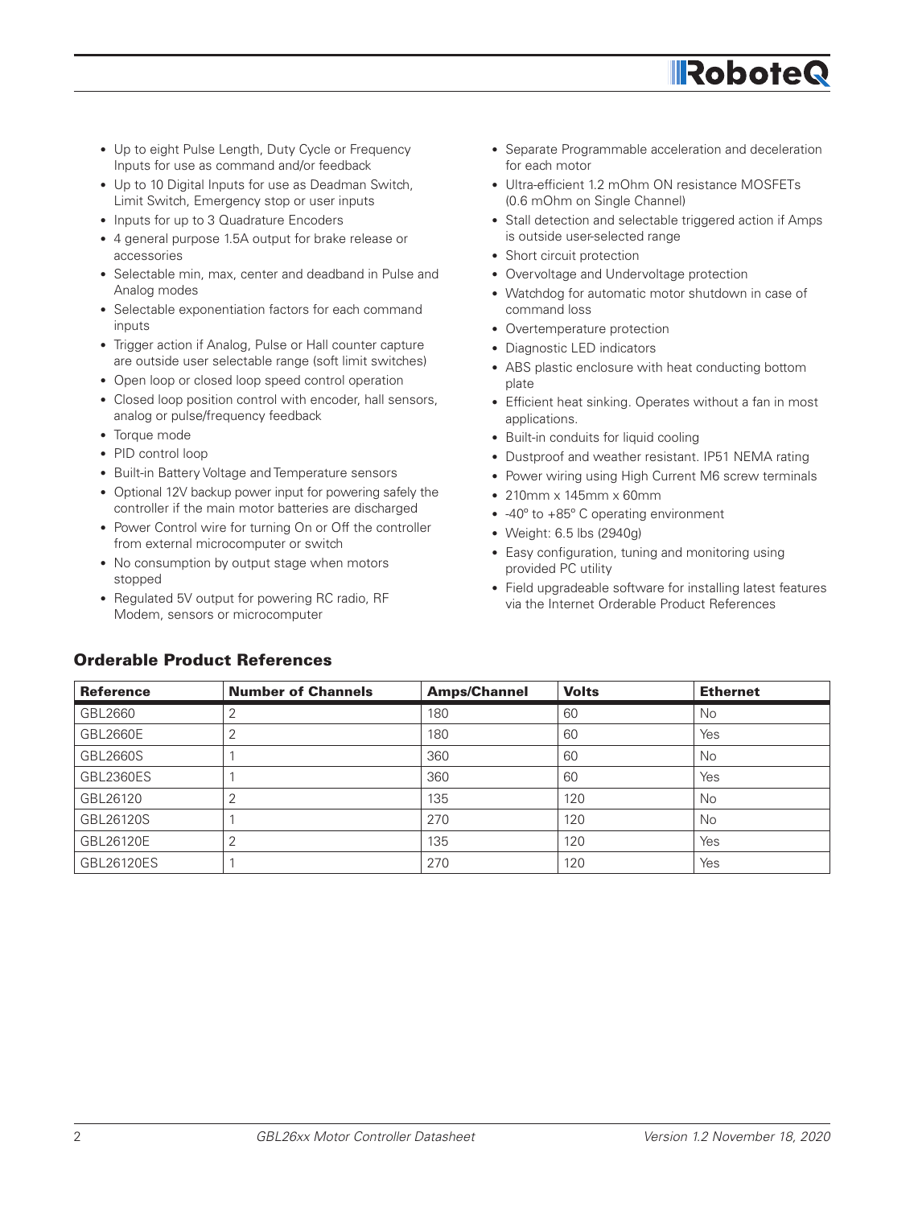- Up to eight Pulse Length, Duty Cycle or Frequency Inputs for use as command and/or feedback
- Up to 10 Digital Inputs for use as Deadman Switch, Limit Switch, Emergency stop or user inputs
- Inputs for up to 3 Quadrature Encoders
- 4 general purpose 1.5A output for brake release or accessories
- Selectable min, max, center and deadband in Pulse and Analog modes
- Selectable exponentiation factors for each command inputs
- Trigger action if Analog, Pulse or Hall counter capture are outside user selectable range (soft limit switches)
- Open loop or closed loop speed control operation
- Closed loop position control with encoder, hall sensors, analog or pulse/frequency feedback
- Torque mode
- PID control loop
- Built-in Battery Voltage and Temperature sensors
- Optional 12V backup power input for powering safely the controller if the main motor batteries are discharged
- Power Control wire for turning On or Off the controller from external microcomputer or switch
- No consumption by output stage when motors stopped
- Regulated 5V output for powering RC radio, RF Modem, sensors or microcomputer
- Separate Programmable acceleration and deceleration for each motor
- Ultra-efficient 1.2 mOhm ON resistance MOSFETs (0.6 mOhm on Single Channel)
- Stall detection and selectable triggered action if Amps is outside user-selected range
- Short circuit protection
- Overvoltage and Undervoltage protection
- Watchdog for automatic motor shutdown in case of command loss
- Overtemperature protection
- Diagnostic LED indicators
- ABS plastic enclosure with heat conducting bottom plate
- Efficient heat sinking. Operates without a fan in most applications.
- Built-in conduits for liquid cooling
- Dustproof and weather resistant. IP51 NEMA rating
- Power wiring using High Current M6 screw terminals
- 210mm x 145mm x 60mm
- -40º to +85º C operating environment
- Weight: 6.5 lbs (2940g)
- Easy configuration, tuning and monitoring using provided PC utility
- Field upgradeable software for installing latest features via the Internet Orderable Product References

## Orderable Product References

| Reference | Number of Channels | Amps/Channel | Volts | Ethernet |
|---|---|---|---|---|
| GBL2660 | 2 | 180 | 60 | No |
| GBL2660E | 2 | 180 | 60 | Yes |
| GBL2660S | 1 | 360 | 60 | No |
| GBL2360ES | 1 | 360 | 60 | Yes |
| GBL26120 | 2 | 135 | 120 | No |
| GBL26120S | 1 | 270 | 120 | No |
| GBL26120E | 2 | 135 | 120 | Yes |
| GBL26120ES | 1 | 270 | 120 | Yes |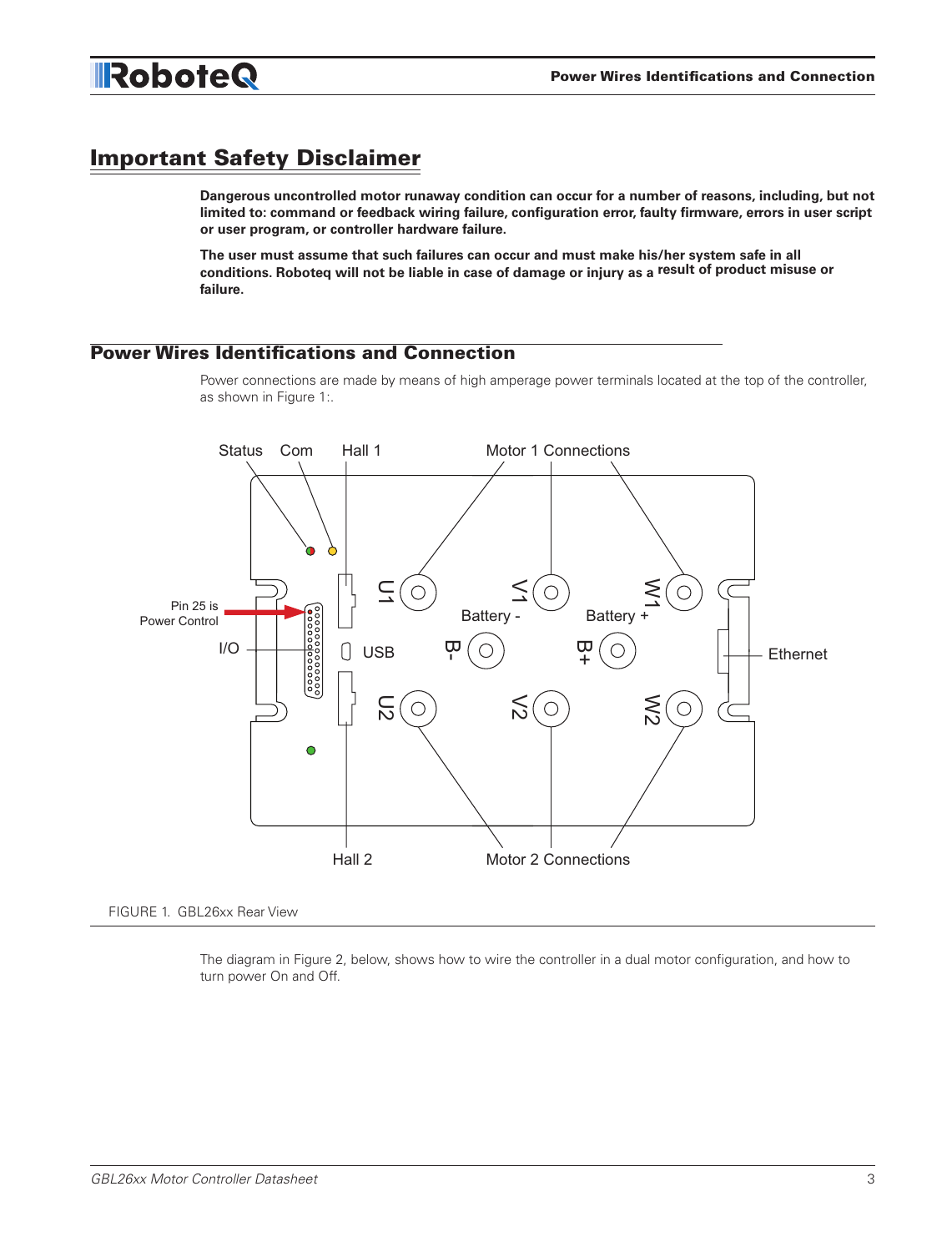## Important Safety Disclaimer

**Dangerous uncontrolled motor runaway condition can occur for a number of reasons, including, but not limited to: command or feedback wiring failure, configuration error, faulty firmware, errors in user script or user program, or controller hardware failure.**

**The user must assume that such failures can occur and must make his/her system safe in all conditions. Roboteq will not be liable in case of damage or injury as a result of product misuse or failure.**

## Power Wires Identifications and Connection

Power connections are made by means of high amperage power terminals located at the top of the controller, as shown in Figure 1:.

FIGURE 1. GBL26xx Rear View

The diagram in Figure 2, below, shows how to wire the controller in a dual motor configuration, and how to turn power On and Off.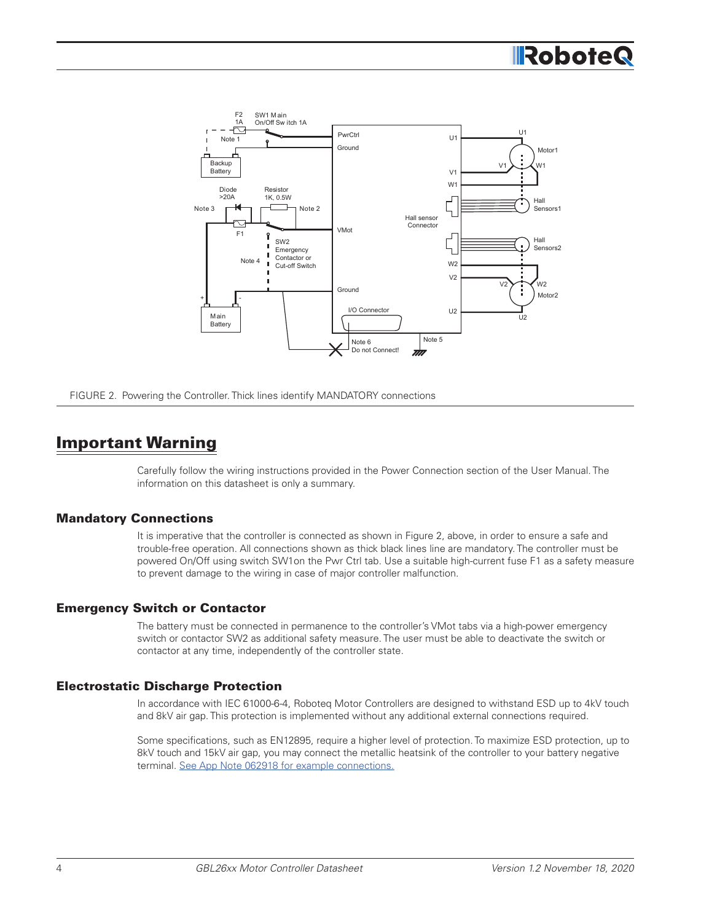FIGURE 2. Powering the Controller. Thick lines identify MANDATORY connections

## Important Warning

Carefully follow the wiring instructions provided in the Power Connection section of the User Manual. The information on this datasheet is only a summary.

### Mandatory Connections

It is imperative that the controller is connected as shown in Figure 2, above, in order to ensure a safe and trouble-free operation. All connections shown as thick black lines line are mandatory. The controller must be powered On/Off using switch SW1on the Pwr Ctrl tab. Use a suitable high-current fuse F1 as a safety measure to prevent damage to the wiring in case of major controller malfunction.

### Emergency Switch or Contactor

The battery must be connected in permanence to the controller's VMot tabs via a high-power emergency switch or contactor SW2 as additional safety measure. The user must be able to deactivate the switch or contactor at any time, independently of the controller state.

### Electrostatic Discharge Protection

In accordance with IEC 61000-6-4, Roboteq Motor Controllers are designed to withstand ESD up to 4kV touch and 8kV air gap. This protection is implemented without any additional external connections required.

Some specifications, such as EN12895, require a higher level of protection. To maximize ESD protection, up to 8kV touch and 15kV air gap, you may connect the metallic heatsink of the controller to your battery negative terminal. See App Note 062918 for example connections.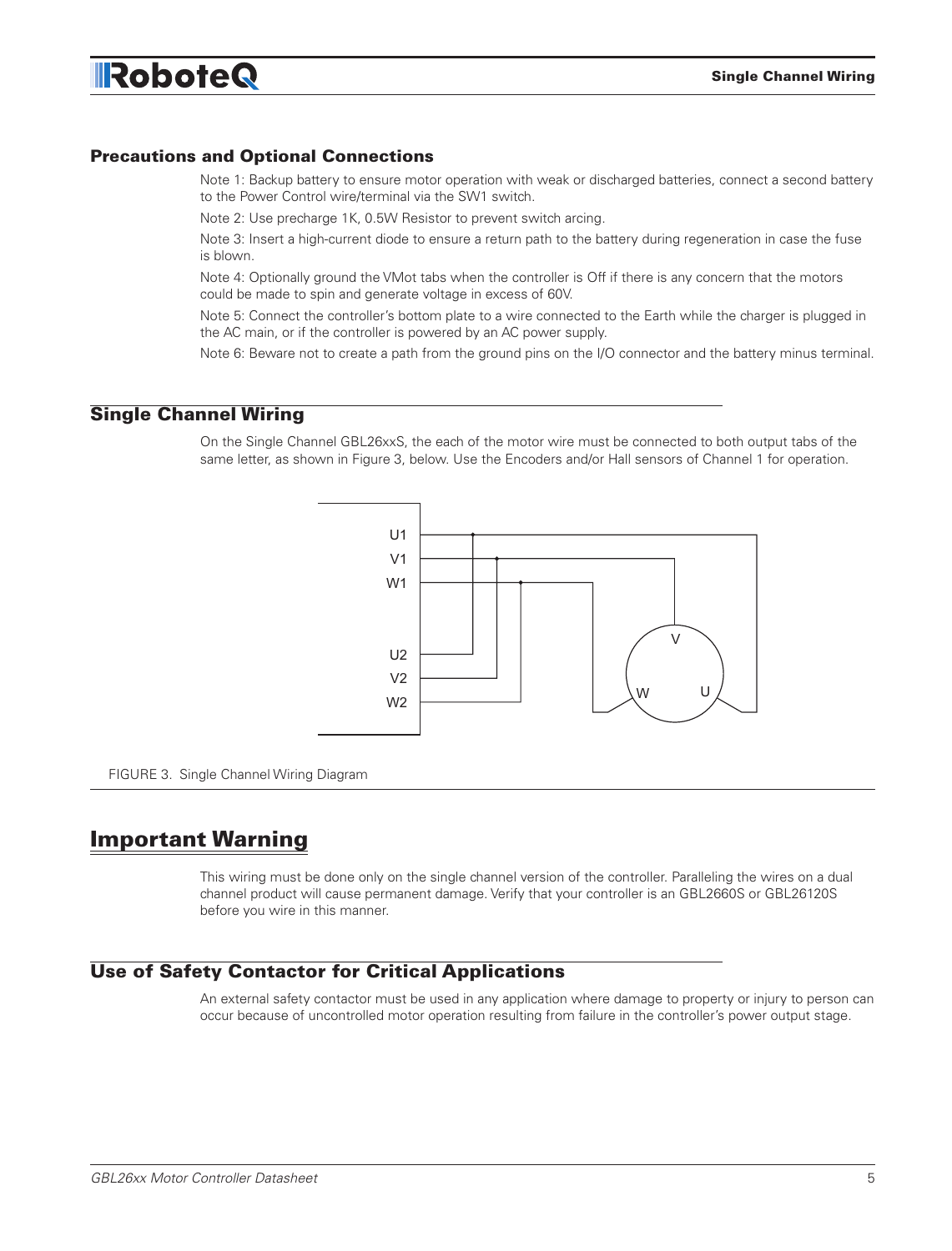## Precautions and Optional Connections

Note 1: Backup battery to ensure motor operation with weak or discharged batteries, connect a second battery to the Power Control wire/terminal via the SW1 switch.

Note 2: Use precharge 1K, 0.5W Resistor to prevent switch arcing.

Note 3: Insert a high-current diode to ensure a return path to the battery during regeneration in case the fuse is blown.

Note 4: Optionally ground the VMot tabs when the controller is Off if there is any concern that the motors could be made to spin and generate voltage in excess of 60V.

Note 5: Connect the controller's bottom plate to a wire connected to the Earth while the charger is plugged in the AC main, or if the controller is powered by an AC power supply.

Note 6: Beware not to create a path from the ground pins on the I/O connector and the battery minus terminal.

## Single Channel Wiring

On the Single Channel GBL26xxS, the each of the motor wire must be connected to both output tabs of the same letter, as shown in Figure 3, below. Use the Encoders and/or Hall sensors of Channel 1 for operation.

FIGURE 3. Single Channel Wiring Diagram

# Important Warning

This wiring must be done only on the single channel version of the controller. Paralleling the wires on a dual channel product will cause permanent damage. Verify that your controller is an GBL2660S or GBL26120S before you wire in this manner.

## Use of Safety Contactor for Critical Applications

An external safety contactor must be used in any application where damage to property or injury to person can occur because of uncontrolled motor operation resulting from failure in the controller's power output stage.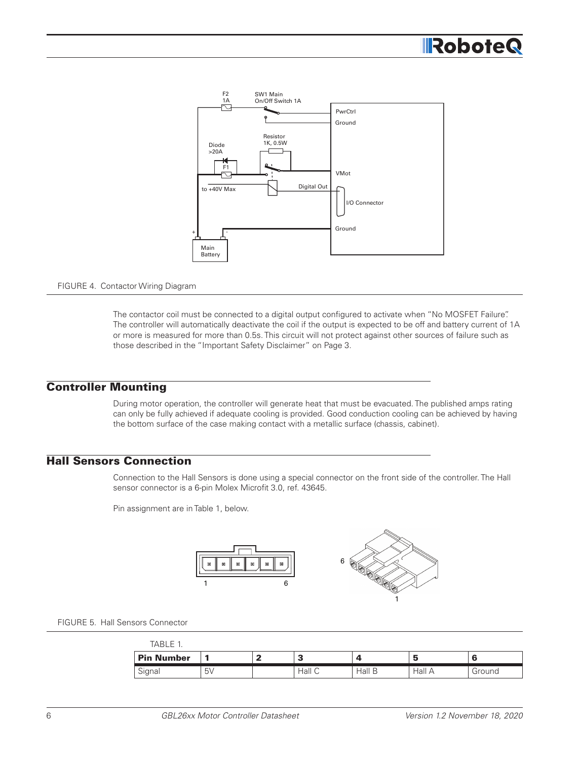FIGURE 4. Contactor Wiring Diagram

The contactor coil must be connected to a digital output configured to activate when "No MOSFET Failure". The controller will automatically deactivate the coil if the output is expected to be off and battery current of 1A or more is measured for more than 0.5s. This circuit will not protect against other sources of failure such as those described in the "Important Safety Disclaimer" on Page 3.

## Controller Mounting

During motor operation, the controller will generate heat that must be evacuated. The published amps rating can only be fully achieved if adequate cooling is provided. Good conduction cooling can be achieved by having the bottom surface of the case making contact with a metallic surface (chassis, cabinet).

## Hall Sensors Connection

Connection to the Hall Sensors is done using a special connector on the front side of the controller. The Hall sensor connector is a 6-pin Molex Microfit 3.0, ref. 43645.

Pin assignment are in Table 1, below.

FIGURE 5. Hall Sensors Connector

TABLE 1.

| Pin Number | 1 | 2 | 3 | 4 | 5 | 6 |
|---|---|---|---|---|---|---|
| Signal | 5V | | Hall C | Hall B | Hall A | Ground |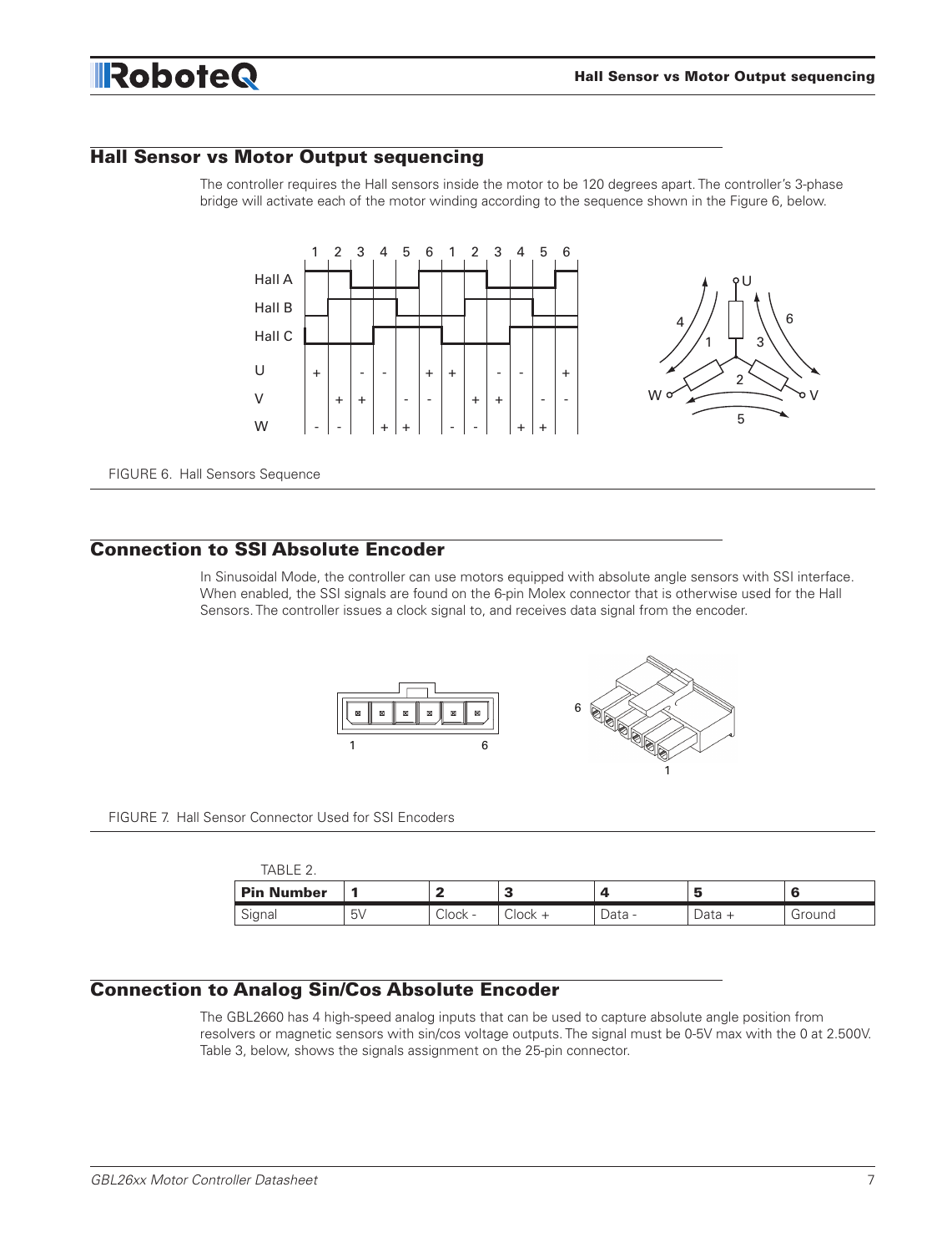## Hall Sensor vs Motor Output sequencing

The controller requires the Hall sensors inside the motor to be 120 degrees apart. The controller's 3-phase bridge will activate each of the motor winding according to the sequence shown in the Figure 6, below.

FIGURE 6. Hall Sensors Sequence

## Connection to SSI Absolute Encoder

In Sinusoidal Mode, the controller can use motors equipped with absolute angle sensors with SSI interface. When enabled, the SSI signals are found on the 6-pin Molex connector that is otherwise used for the Hall Sensors. The controller issues a clock signal to, and receives data signal from the encoder.

FIGURE 7. Hall Sensor Connector Used for SSI Encoders

TABLE 2.

| Pin Number | 1 | 2 | 3 | 4 | 5 | 6 |
|---|---|---|---|---|---|---|
| Signal | 5V | Clock - | Clock + | Data - | Data + | Ground |

## Connection to Analog Sin/Cos Absolute Encoder

The GBL2660 has 4 high-speed analog inputs that can be used to capture absolute angle position from resolvers or magnetic sensors with sin/cos voltage outputs. The signal must be 0-5V max with the 0 at 2.500V. Table 3, below, shows the signals assignment on the 25-pin connector.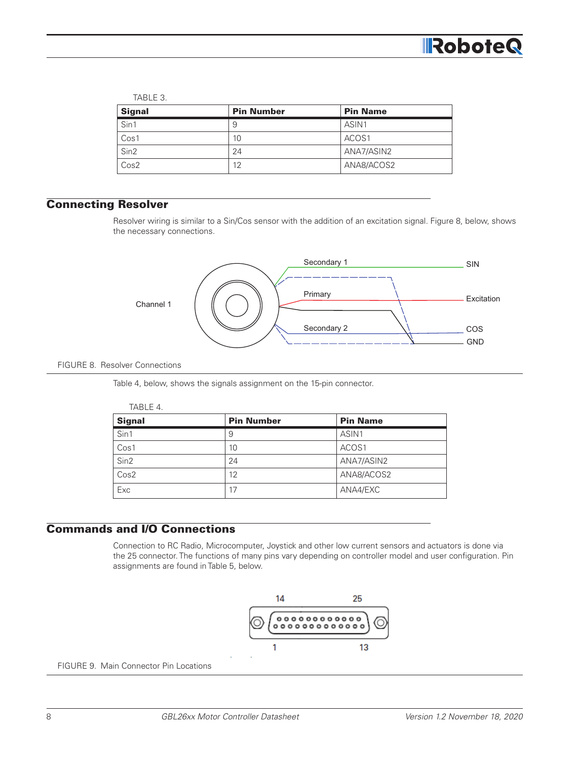TABLE 3.

| Signal | Pin Number | Pin Name |
|---|---|---|
| Sin1 | 9 | ASIN1 |
| Cos1 | 10 | ACOS1 |
| Sin2 | 24 | ANA7/ASIN2 |
| Cos2 | 12 | ANA8/ACOS2 |

## Connecting Resolver

Resolver wiring is similar to a Sin/Cos sensor with the addition of an excitation signal. Figure 8, below, shows the necessary connections.

FIGURE 8. Resolver Connections

Table 4, below, shows the signals assignment on the 15-pin connector.

TABLE 4.

| Signal | Pin Number | Pin Name |
|---|---|---|
| Sin1 | 9 | ASIN1 |
| Cos1 | 10 | ACOS1 |
| Sin2 | 24 | ANA7/ASIN2 |
| Cos2 | 12 | ANA8/ACOS2 |
| Exc | 17 | ANA4/EXC |

## Commands and I/O Connections

Connection to RC Radio, Microcomputer, Joystick and other low current sensors and actuators is done via the 25 connector. The functions of many pins vary depending on controller model and user configuration. Pin assignments are found in Table 5, below.

FIGURE 9. Main Connector Pin Locations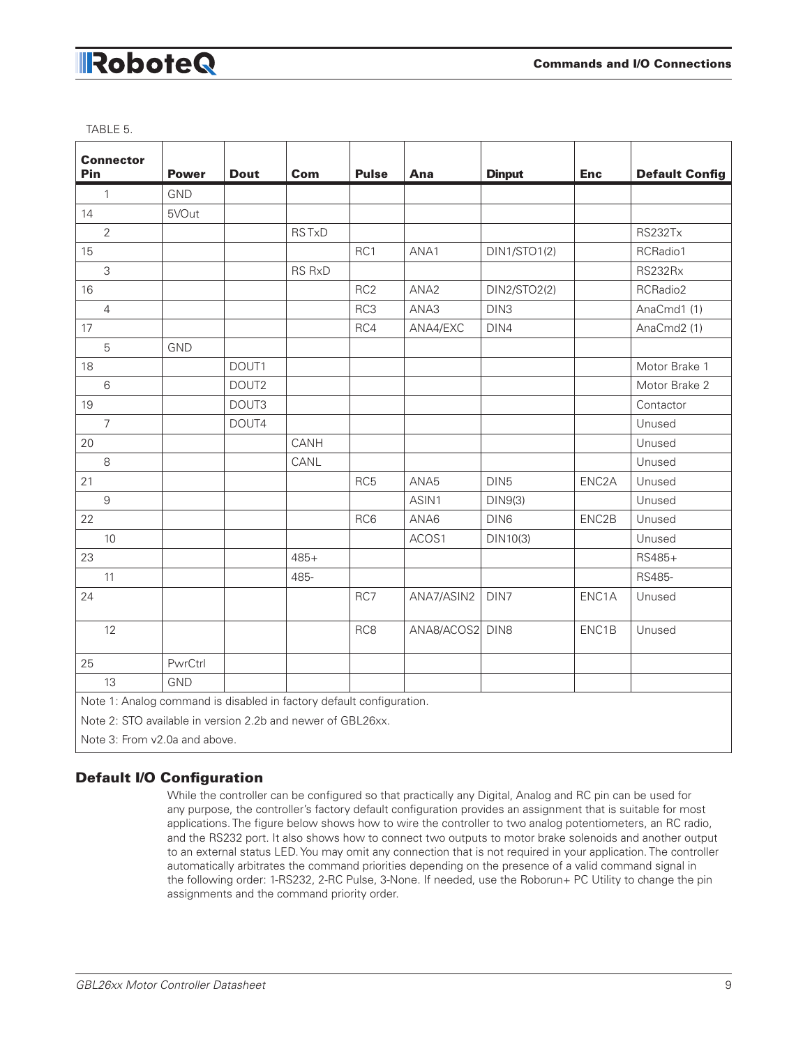TABLE 5.

| Connector Pin | Power | Dout | Com | Pulse | Ana | Dinput | Enc | Default Config |
|---|---|---|---|---|---|---|---|---|
| 1 | GND | | | | | | | |
| 14 | 5VOut | | | | | | | |
| 2 | | | RS TxD | | | | | RS232Tx |
| 15 | | | | RC1 | ANA1 | DIN1/STO1(2) | | RCRadio1 |
| 3 | | | RS RxD | | | | | RS232Rx |
| 16 | | | | RC2 | ANA2 | DIN2/STO2(2) | | RCRadio2 |
| 4 | | | | RC3 | ANA3 | DIN3 | | AnaCmd1 (1) |
| 17 | | | | RC4 | ANA4/EXC | DIN4 | | AnaCmd2 (1) |
| 5 | GND | | | | | | | |
| 18 | | DOUT1 | | | | | | Motor Brake 1 |
| 6 | | DOUT2 | | | | | | Motor Brake 2 |
| 19 | | DOUT3 | | | | | | Contactor |
| 7 | | DOUT4 | | | | | | Unused |
| 20 | | | CANH | | | | | Unused |
| 8 | | | CANL | | | | | Unused |
| 21 | | | | RC5 | ANA5 | DIN5 | ENC2A | Unused |
| 9 | | | | | ASIN1 | DIN9(3) | | Unused |
| 22 | | | | RC6 | ANA6 | DIN6 | ENC2B | Unused |
| 10 | | | | | ACOS1 | DIN10(3) | | Unused |
| 23 | | | 485+ | | | | | RS485+ |
| 11 | | | 485- | | | | | RS485- |
| 24 | | | | RC7 | ANA7/ASIN2 | DIN7 | ENC1A | Unused |
| 12 | | | | RC8 | ANA8/ACOS2 | DIN8 | ENC1B | Unused |
| 25 | PwrCtrl | | | | | | | |
| 13 | GND | | | | | | | |

Note 1: Analog command is disabled in factory default configuration.

Note 2: STO available in version 2.2b and newer of GBL26xx.

Note 3: From v2.0a and above.

## Default I/O Configuration

While the controller can be configured so that practically any Digital, Analog and RC pin can be used for any purpose, the controller's factory default configuration provides an assignment that is suitable for most applications. The figure below shows how to wire the controller to two analog potentiometers, an RC radio, and the RS232 port. It also shows how to connect two outputs to motor brake solenoids and another output to an external status LED. You may omit any connection that is not required in your application. The controller automatically arbitrates the command priorities depending on the presence of a valid command signal in the following order: 1-RS232, 2-RC Pulse, 3-None. If needed, use the Roborun+ PC Utility to change the pin assignments and the command priority order.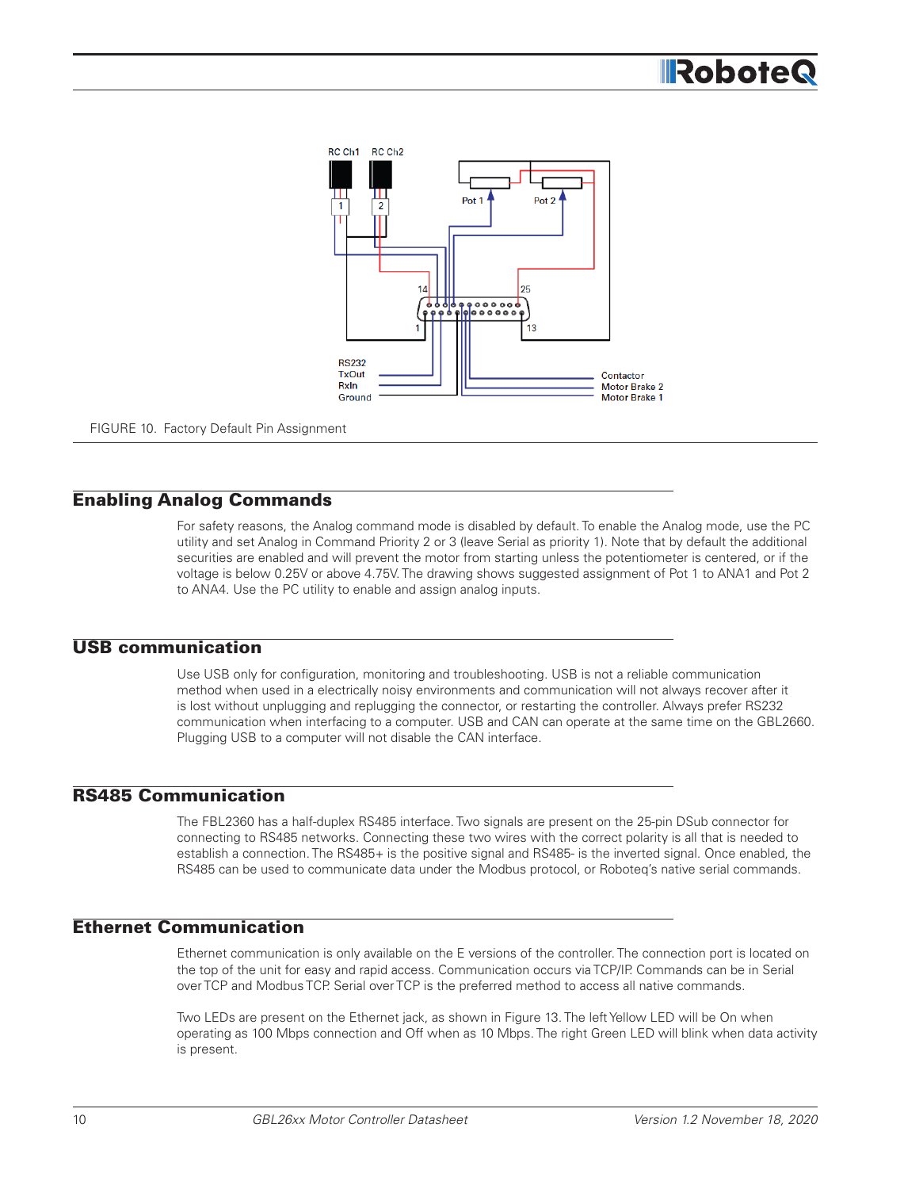FIGURE 10. Factory Default Pin Assignment

## Enabling Analog Commands

For safety reasons, the Analog command mode is disabled by default. To enable the Analog mode, use the PC utility and set Analog in Command Priority 2 or 3 (leave Serial as priority 1). Note that by default the additional securities are enabled and will prevent the motor from starting unless the potentiometer is centered, or if the voltage is below 0.25V or above 4.75V. The drawing shows suggested assignment of Pot 1 to ANA1 and Pot 2 to ANA4. Use the PC utility to enable and assign analog inputs.

## USB communication

Use USB only for configuration, monitoring and troubleshooting. USB is not a reliable communication method when used in a electrically noisy environments and communication will not always recover after it is lost without unplugging and replugging the connector, or restarting the controller. Always prefer RS232 communication when interfacing to a computer. USB and CAN can operate at the same time on the GBL2660. Plugging USB to a computer will not disable the CAN interface.

## RS485 Communication

The FBL2360 has a half-duplex RS485 interface. Two signals are present on the 25-pin DSub connector for connecting to RS485 networks. Connecting these two wires with the correct polarity is all that is needed to establish a connection. The RS485+ is the positive signal and RS485- is the inverted signal. Once enabled, the RS485 can be used to communicate data under the Modbus protocol, or Roboteq's native serial commands.

## Ethernet Communication

Ethernet communication is only available on the E versions of the controller. The connection port is located on the top of the unit for easy and rapid access. Communication occurs via TCP/IP. Commands can be in Serial over TCP and Modbus TCP. Serial over TCP is the preferred method to access all native commands.

Two LEDs are present on the Ethernet jack, as shown in Figure 13. The left Yellow LED will be On when operating as 100 Mbps connection and Off when as 10 Mbps. The right Green LED will blink when data activity is present.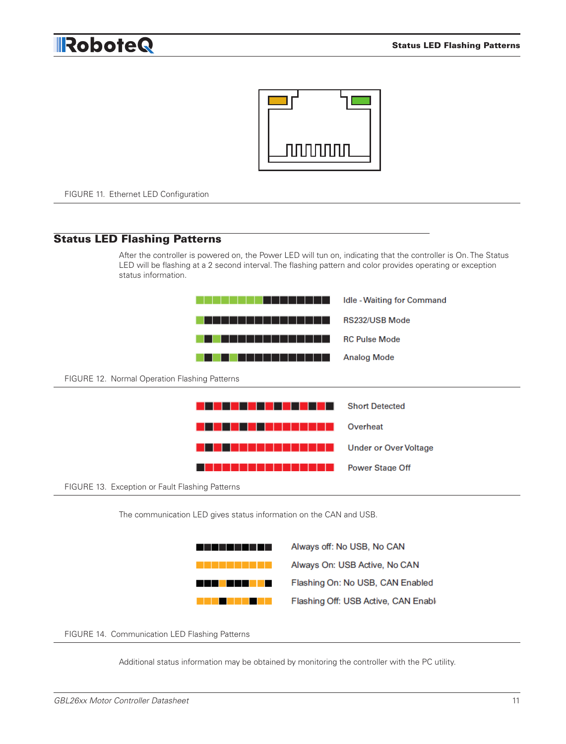FIGURE 11. Ethernet LED Configuration

## Status LED Flashing Patterns

After the controller is powered on, the Power LED will tun on, indicating that the controller is On. The Status LED will be flashing at a 2 second interval. The flashing pattern and color provides operating or exception status information.

Idle - Waiting for Command

RS232/USB Mode

RC Pulse Mode

Analog Mode

FIGURE 12. Normal Operation Flashing Patterns

Short Detected

Overheat

Under or Over Voltage

Power Stage Off

FIGURE 13. Exception or Fault Flashing Patterns

The communication LED gives status information on the CAN and USB.

Always off: No USB, No CAN

Always On: USB Active, No CAN

Flashing On: No USB, CAN Enabled

Flashing Off: USB Active, CAN Enabl

FIGURE 14. Communication LED Flashing Patterns

Additional status information may be obtained by monitoring the controller with the PC utility.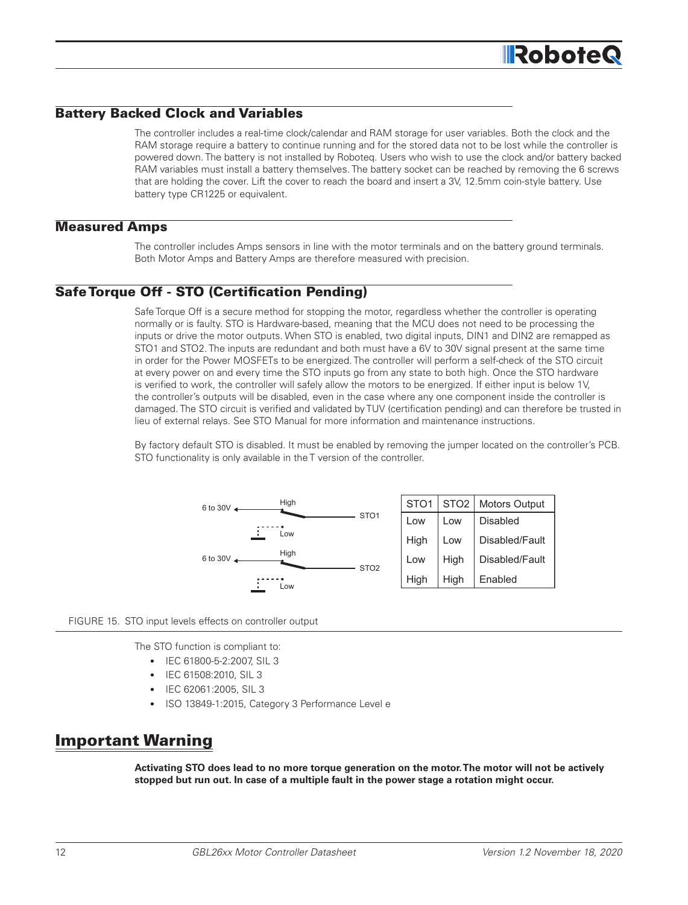## Battery Backed Clock and Variables

The controller includes a real-time clock/calendar and RAM storage for user variables. Both the clock and the RAM storage require a battery to continue running and for the stored data not to be lost while the controller is powered down. The battery is not installed by Roboteq. Users who wish to use the clock and/or battery backed RAM variables must install a battery themselves. The battery socket can be reached by removing the 6 screws that are holding the cover. Lift the cover to reach the board and insert a 3V, 12.5mm coin-style battery. Use battery type CR1225 or equivalent.

## Measured Amps

The controller includes Amps sensors in line with the motor terminals and on the battery ground terminals. Both Motor Amps and Battery Amps are therefore measured with precision.

## Safe Torque Off - STO (Certification Pending)

Safe Torque Off is a secure method for stopping the motor, regardless whether the controller is operating normally or is faulty. STO is Hardware-based, meaning that the MCU does not need to be processing the inputs or drive the motor outputs. When STO is enabled, two digital inputs, DIN1 and DIN2 are remapped as STO1 and STO2. The inputs are redundant and both must have a 6V to 30V signal present at the same time in order for the Power MOSFETs to be energized. The controller will perform a self-check of the STO circuit at every power on and every time the STO inputs go from any state to both high. Once the STO hardware is verified to work, the controller will safely allow the motors to be energized. If either input is below 1V, the controller's outputs will be disabled, even in the case where any one component inside the controller is damaged. The STO circuit is verified and validated by TUV (certification pending) and can therefore be trusted in lieu of external relays. See STO Manual for more information and maintenance instructions.

By factory default STO is disabled. It must be enabled by removing the jumper located on the controller's PCB. STO functionality is only available in the T version of the controller.

6 to 30V — High / Low — STO1

6 to 30V — High / Low — STO2

| STO1 | STO2 | Motors Output |
|---|---|---|
| Low | Low | Disabled |
| High | Low | Disabled/Fault |
| Low | High | Disabled/Fault |
| High | High | Enabled |

FIGURE 15. STO input levels effects on controller output

The STO function is compliant to:

- IEC 61800-5-2:2007, SIL 3
- IEC 61508:2010, SIL 3
- IEC 62061:2005, SIL 3
- ISO 13849-1:2015, Category 3 Performance Level e

# Important Warning

**Activating STO does lead to no more torque generation on the motor. The motor will not be actively stopped but run out. In case of a multiple fault in the power stage a rotation might occur.**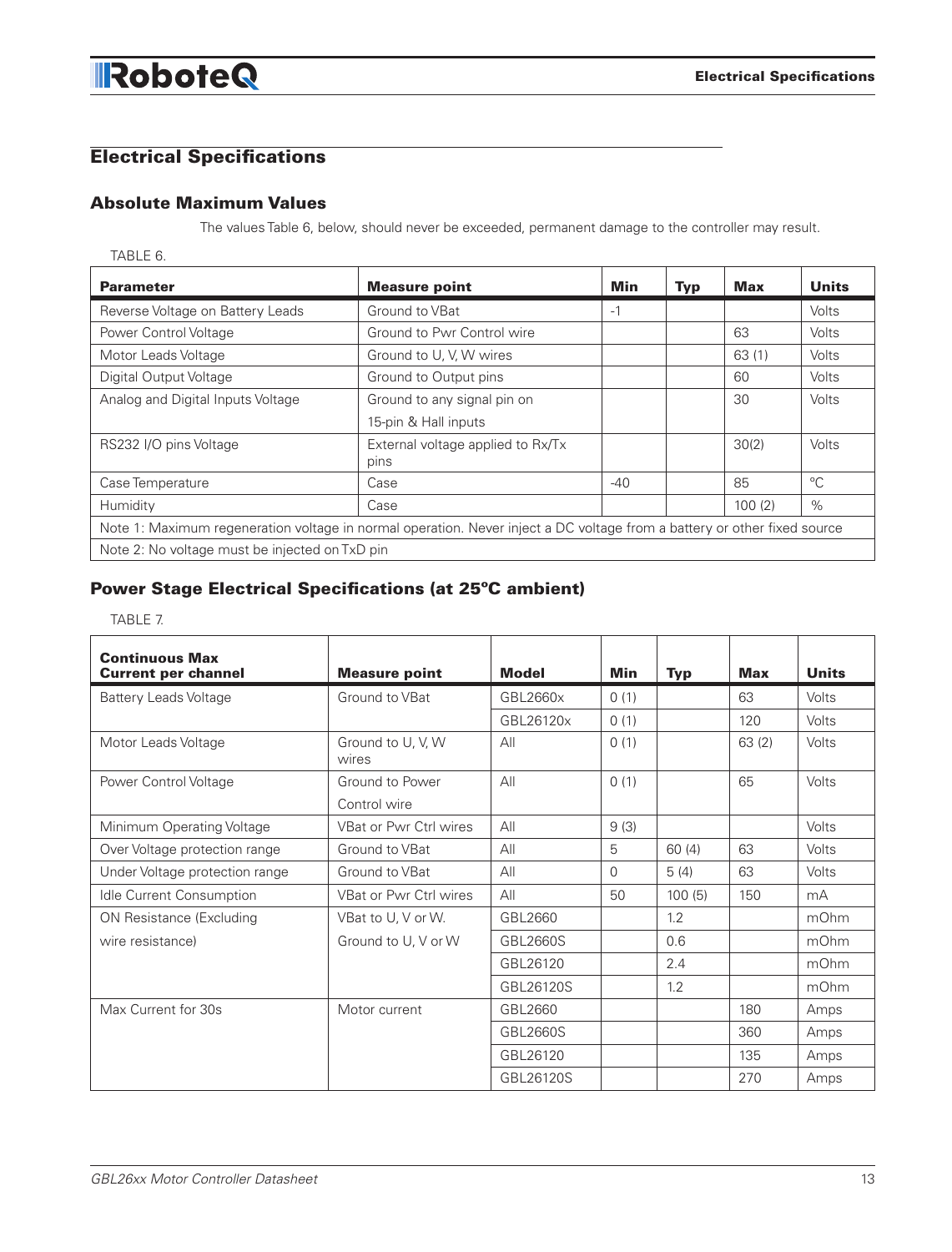## Electrical Specifications

### Absolute Maximum Values

The values Table 6, below, should never be exceeded, permanent damage to the controller may result.

TABLE 6.

| Parameter | Measure point | Min | Typ | Max | Units |
|---|---|---|---|---|---|
| Reverse Voltage on Battery Leads | Ground to VBat | -1 | | | Volts |
| Power Control Voltage | Ground to Pwr Control wire | | | 63 | Volts |
| Motor Leads Voltage | Ground to U, V, W wires | | | 63 (1) | Volts |
| Digital Output Voltage | Ground to Output pins | | | 60 | Volts |
| Analog and Digital Inputs Voltage | Ground to any signal pin on 15-pin & Hall inputs | | | 30 | Volts |
| RS232 I/O pins Voltage | External voltage applied to Rx/Tx pins | | | 30(2) | Volts |
| Case Temperature | Case | -40 | | 85 | °C |
| Humidity | Case | | | 100 (2) | % |
| Note 1: Maximum regeneration voltage in normal operation. Never inject a DC voltage from a battery or other fixed source | | | | | |
| Note 2: No voltage must be injected on TxD pin | | | | | |

### Power Stage Electrical Specifications (at 25°C ambient)

TABLE 7.

| Continuous Max Current per channel | Measure point | Model | Min | Typ | Max | Units |
|---|---|---|---|---|---|---|
| Battery Leads Voltage | Ground to VBat | GBL2660x | 0 (1) | | 63 | Volts |
| | | GBL26120x | 0 (1) | | 120 | Volts |
| Motor Leads Voltage | Ground to U, V, W wires | All | 0 (1) | | 63 (2) | Volts |
| Power Control Voltage | Ground to Power Control wire | All | 0 (1) | | 65 | Volts |
| Minimum Operating Voltage | VBat or Pwr Ctrl wires | All | 9 (3) | | | Volts |
| Over Voltage protection range | Ground to VBat | All | 5 | 60 (4) | 63 | Volts |
| Under Voltage protection range | Ground to VBat | All | 0 | 5 (4) | 63 | Volts |
| Idle Current Consumption | VBat or Pwr Ctrl wires | All | 50 | 100 (5) | 150 | mA |
| ON Resistance (Excluding wire resistance) | VBat to U, V or W. Ground to U, V or W | GBL2660 | | 1.2 | | mOhm |
| | | GBL2660S | | 0.6 | | mOhm |
| | | GBL26120 | | 2.4 | | mOhm |
| | | GBL26120S | | 1.2 | | mOhm |
| Max Current for 30s | Motor current | GBL2660 | | | 180 | Amps |
| | | GBL2660S | | | 360 | Amps |
| | | GBL26120 | | | 135 | Amps |
| | | GBL26120S | | | 270 | Amps |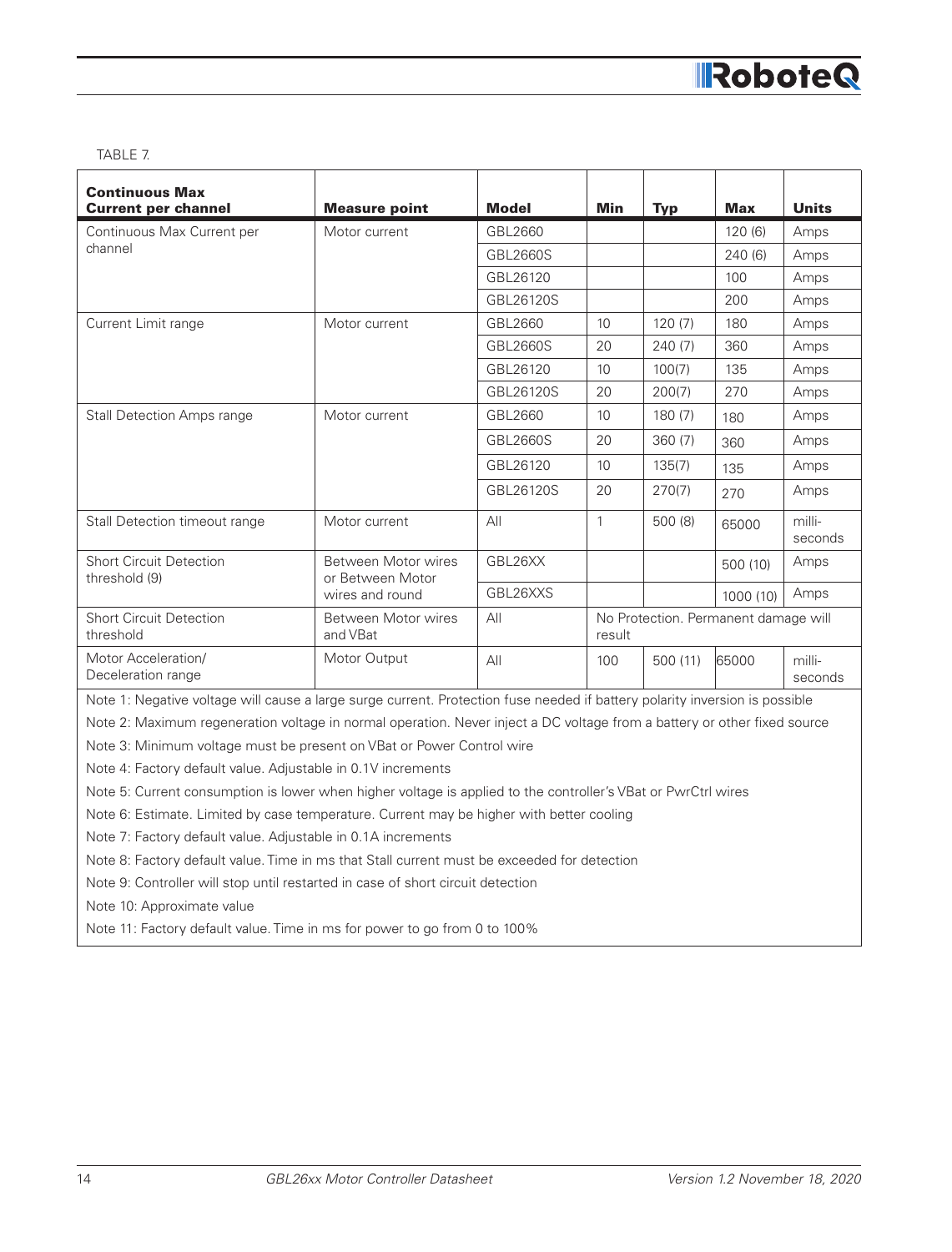TABLE 7.

| Continuous Max Current per channel | Measure point | Model | Min | Typ | Max | Units |
|---|---|---|---|---|---|---|
| Continuous Max Current per channel | Motor current | GBL2660 | | | 120 (6) | Amps |
| | | GBL2660S | | | 240 (6) | Amps |
| | | GBL26120 | | | 100 | Amps |
| | | GBL26120S | | | 200 | Amps |
| Current Limit range | Motor current | GBL2660 | 10 | 120 (7) | 180 | Amps |
| | | GBL2660S | 20 | 240 (7) | 360 | Amps |
| | | GBL26120 | 10 | 100(7) | 135 | Amps |
| | | GBL26120S | 20 | 200(7) | 270 | Amps |
| Stall Detection Amps range | Motor current | GBL2660 | 10 | 180 (7) | 180 | Amps |
| | | GBL2660S | 20 | 360 (7) | 360 | Amps |
| | | GBL26120 | 10 | 135(7) | 135 | Amps |
| | | GBL26120S | 20 | 270(7) | 270 | Amps |
| Stall Detection timeout range | Motor current | All | 1 | 500 (8) | 65000 | milli-seconds |
| Short Circuit Detection threshold (9) | Between Motor wires or Between Motor wires and round | GBL26XX | | | 500 (10) | Amps |
| | | GBL26XXS | | | 1000 (10) | Amps |
| Short Circuit Detection threshold | Between Motor wires and VBat | All | No Protection. Permanent damage will result | | | |
| Motor Acceleration/ Deceleration range | Motor Output | All | 100 | 500 (11) | 65000 | milli-seconds |

Note 1: Negative voltage will cause a large surge current. Protection fuse needed if battery polarity inversion is possible

Note 2: Maximum regeneration voltage in normal operation. Never inject a DC voltage from a battery or other fixed source

Note 3: Minimum voltage must be present on VBat or Power Control wire

Note 4: Factory default value. Adjustable in 0.1V increments

Note 5: Current consumption is lower when higher voltage is applied to the controller's VBat or PwrCtrl wires

Note 6: Estimate. Limited by case temperature. Current may be higher with better cooling

Note 7: Factory default value. Adjustable in 0.1A increments

Note 8: Factory default value. Time in ms that Stall current must be exceeded for detection

Note 9: Controller will stop until restarted in case of short circuit detection

Note 10: Approximate value

Note 11: Factory default value. Time in ms for power to go from 0 to 100%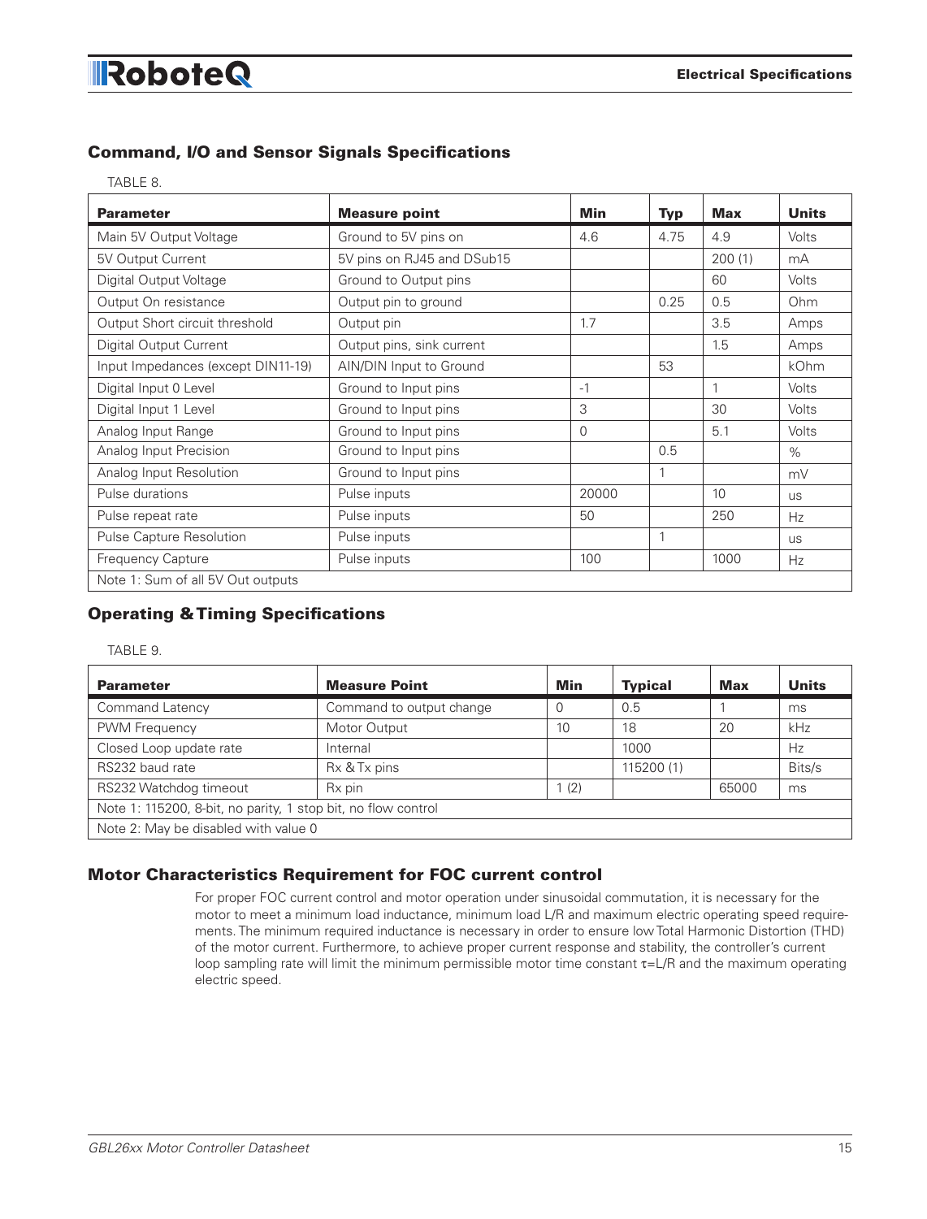## Command, I/O and Sensor Signals Specifications

TABLE 8.

| Parameter | Measure point | Min | Typ | Max | Units |
|---|---|---|---|---|---|
| Main 5V Output Voltage | Ground to 5V pins on | 4.6 | 4.75 | 4.9 | Volts |
| 5V Output Current | 5V pins on RJ45 and DSub15 | | | 200 (1) | mA |
| Digital Output Voltage | Ground to Output pins | | | 60 | Volts |
| Output On resistance | Output pin to ground | | 0.25 | 0.5 | Ohm |
| Output Short circuit threshold | Output pin | 1.7 | | 3.5 | Amps |
| Digital Output Current | Output pins, sink current | | | 1.5 | Amps |
| Input Impedances (except DIN11-19) | AIN/DIN Input to Ground | | 53 | | kOhm |
| Digital Input 0 Level | Ground to Input pins | -1 | | 1 | Volts |
| Digital Input 1 Level | Ground to Input pins | 3 | | 30 | Volts |
| Analog Input Range | Ground to Input pins | 0 | | 5.1 | Volts |
| Analog Input Precision | Ground to Input pins | | 0.5 | | % |
| Analog Input Resolution | Ground to Input pins | | 1 | | mV |
| Pulse durations | Pulse inputs | 20000 | | 10 | us |
| Pulse repeat rate | Pulse inputs | 50 | | 250 | Hz |
| Pulse Capture Resolution | Pulse inputs | | 1 | | us |
| Frequency Capture | Pulse inputs | 100 | | 1000 | Hz |
| Note 1: Sum of all 5V Out outputs | | | | | |

## Operating & Timing Specifications

TABLE 9.

| Parameter | Measure Point | Min | Typical | Max | Units |
|---|---|---|---|---|---|
| Command Latency | Command to output change | 0 | 0.5 | 1 | ms |
| PWM Frequency | Motor Output | 10 | 18 | 20 | kHz |
| Closed Loop update rate | Internal | | 1000 | | Hz |
| RS232 baud rate | Rx & Tx pins | | 115200 (1) | | Bits/s |
| RS232 Watchdog timeout | Rx pin | 1 (2) | | 65000 | ms |
| Note 1: 115200, 8-bit, no parity, 1 stop bit, no flow control | | | | | |
| Note 2: May be disabled with value 0 | | | | | |

## Motor Characteristics Requirement for FOC current control

For proper FOC current control and motor operation under sinusoidal commutation, it is necessary for the motor to meet a minimum load inductance, minimum load L/R and maximum electric operating speed requirements. The minimum required inductance is necessary in order to ensure low Total Harmonic Distortion (THD) of the motor current. Furthermore, to achieve proper current response and stability, the controller's current loop sampling rate will limit the minimum permissible motor time constant $\tau = L/R$ and the maximum operating electric speed.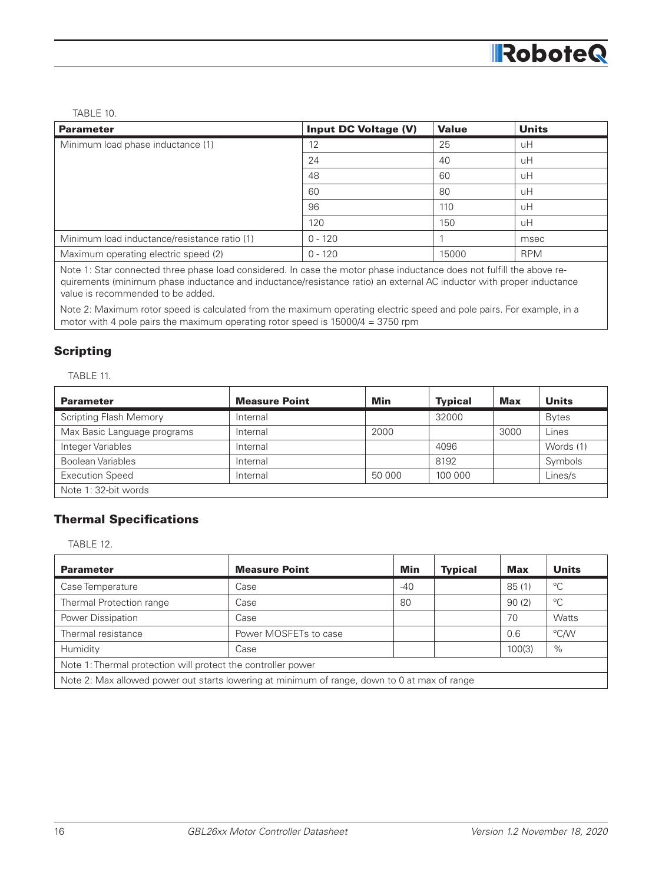TABLE 10.

| Parameter | Input DC Voltage (V) | Value | Units |
|---|---|---|---|
| Minimum load phase inductance (1) | 12 | 25 | uH |
| | 24 | 40 | uH |
| | 48 | 60 | uH |
| | 60 | 80 | uH |
| | 96 | 110 | uH |
| | 120 | 150 | uH |
| Minimum load inductance/resistance ratio (1) | 0 - 120 | 1 | msec |
| Maximum operating electric speed (2) | 0 - 120 | 15000 | RPM |

Note 1: Star connected three phase load considered. In case the motor phase inductance does not fulfill the above requirements (minimum phase inductance and inductance/resistance ratio) an external AC inductor with proper inductance value is recommended to be added.

Note 2: Maximum rotor speed is calculated from the maximum operating electric speed and pole pairs. For example, in a motor with 4 pole pairs the maximum operating rotor speed is 15000/4 = 3750 rpm

## Scripting

TABLE 11.

| Parameter | Measure Point | Min | Typical | Max | Units |
|---|---|---|---|---|---|
| Scripting Flash Memory | Internal | | 32000 | | Bytes |
| Max Basic Language programs | Internal | 2000 | | 3000 | Lines |
| Integer Variables | Internal | | 4096 | | Words (1) |
| Boolean Variables | Internal | | 8192 | | Symbols |
| Execution Speed | Internal | 50 000 | 100 000 | | Lines/s |

Note 1: 32-bit words

## Thermal Specifications

TABLE 12.

| Parameter | Measure Point | Min | Typical | Max | Units |
|---|---|---|---|---|---|
| Case Temperature | Case | -40 | | 85 (1) | °C |
| Thermal Protection range | Case | 80 | | 90 (2) | °C |
| Power Dissipation | Case | | | 70 | Watts |
| Thermal resistance | Power MOSFETs to case | | | 0.6 | °C/W |
| Humidity | Case | | | 100(3) | % |

Note 1: Thermal protection will protect the controller power

Note 2: Max allowed power out starts lowering at minimum of range, down to 0 at max of range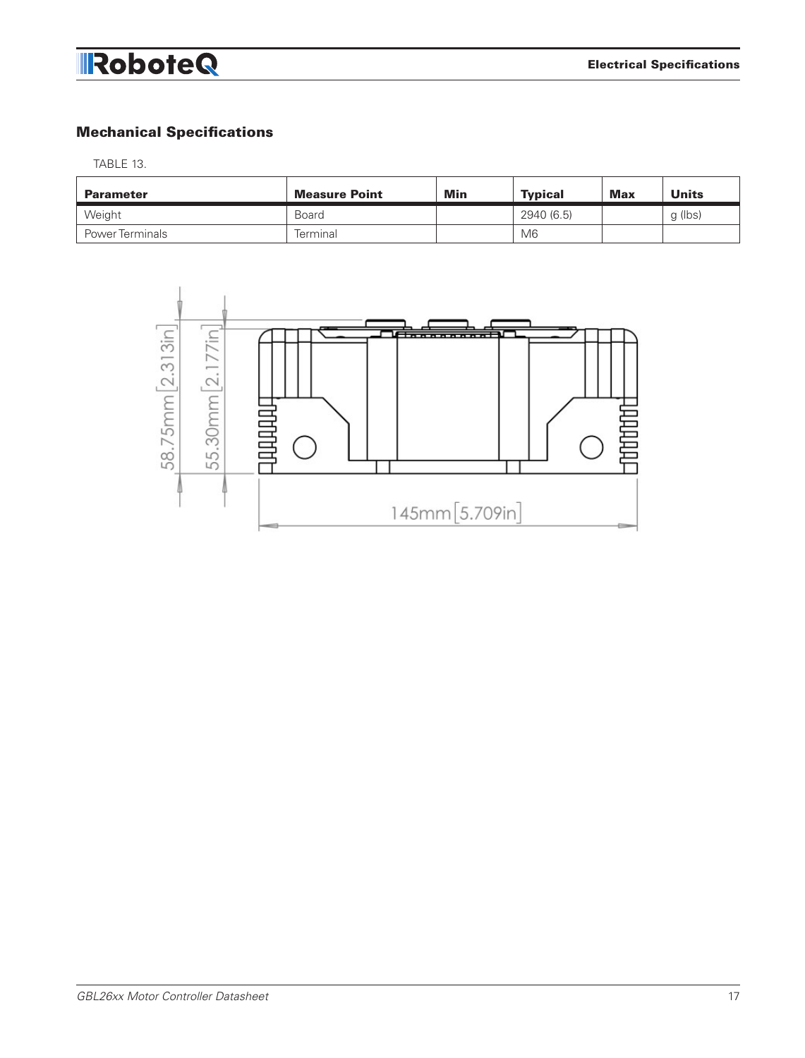## Mechanical Specifications

TABLE 13.

| Parameter | Measure Point | Min | Typical | Max | Units |
|---|---|---|---|---|---|
| Weight | Board | | 2940 (6.5) | | g (lbs) |
| Power Terminals | Terminal | | M6 | | |

58.75mm [2.313in]

55.30mm [2.177in]

145mm [5.709in]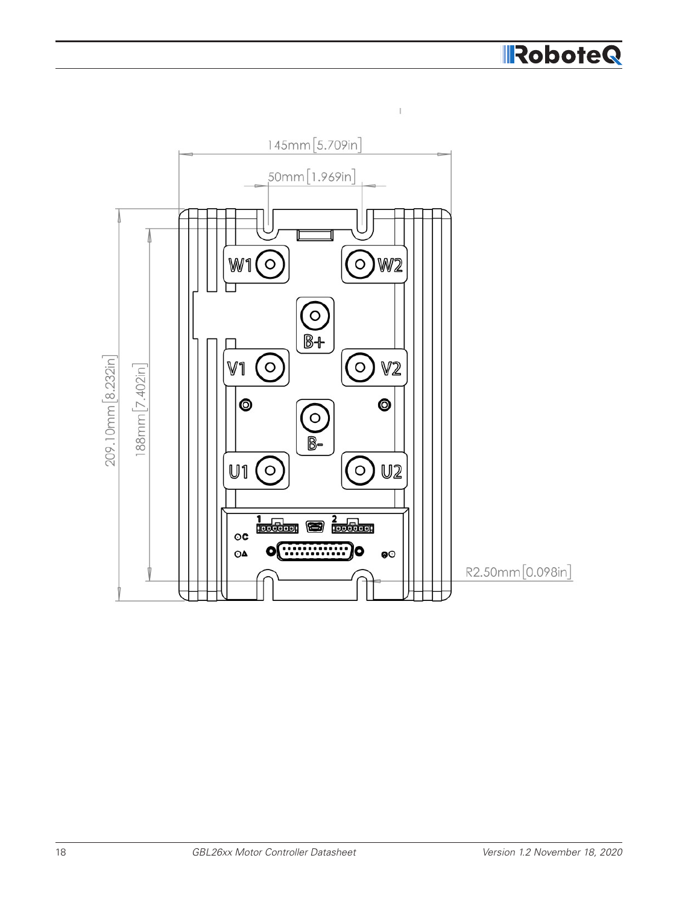145mm [5.709in]

50mm [1.969in]

W1

W2

B+

V1

V2

B-

U1

U2

1

2

209.10mm [8.232in]

188mm [7.402in]

R2.50mm [0.098in]